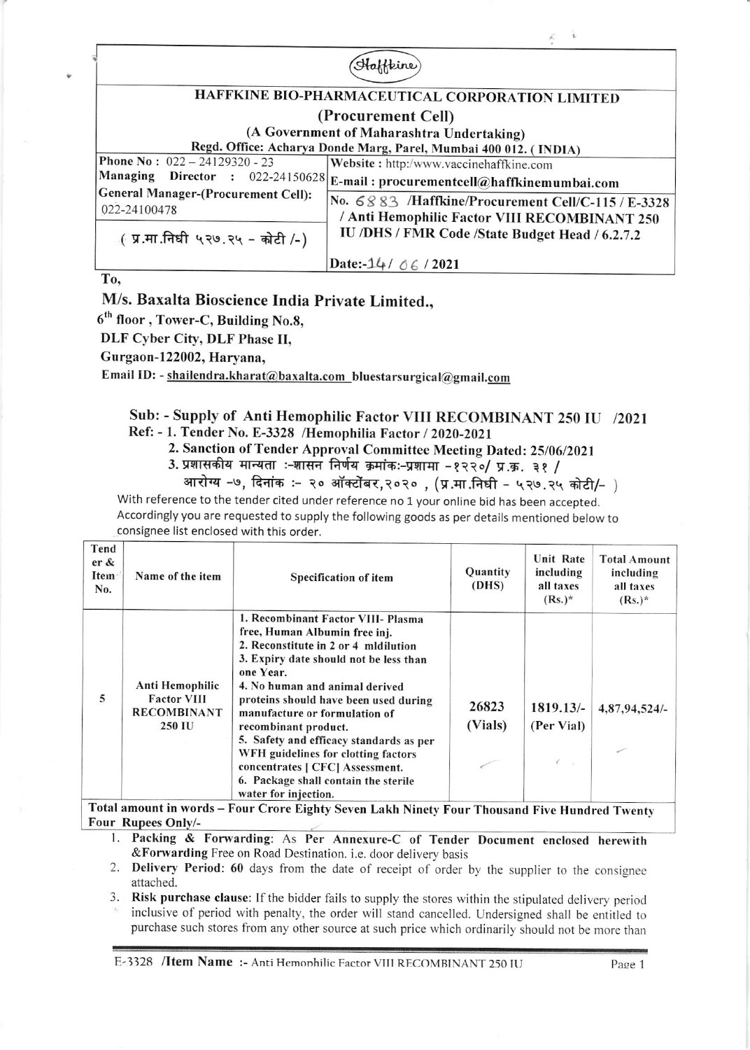Haffkine

# HAFFKINE BIO-PHARMACEUTICAL CORPORATION LIMITED

## (Procurement Cell)

**(A Government of Maharashtra Undertaking)**

**Regd. Office: Acharya Donde Marg, Parel, Mumbai 400 012. ( INDIA)**

| | |
|---|---|
| **Phone No :** 022 – 24129320 - 23 | **Website :** http:/www.vaccinehaffkine.com |
| **Managing Director :** 022-24150628 | **E-mail : procurementcell@haffkinemumbai.com** |
| **General Manager-(Procurement Cell):** 022-24100478 | **No. 6883 /Haffkine/Procurement Cell/C-115 / E-3328 / Anti Hemophilic Factor VIII RECOMBINANT 250 IU /DHS / FMR Code /State Budget Head / 6.2.7.2** |
| ( प्र.मा.निधी ५२७.२५ - कोटी /-) | **Date:-14/ 06 / 2021** |

**To,**

**M/s. Baxalta Bioscience India Private Limited.,**

**6th floor , Tower-C, Building No.8,**

**DLF Cyber City, DLF Phase II,**

**Gurgaon-122002, Haryana,**

**Email ID: - shailendra.kharat@baxalta.com bluestarsurgical@gmail.com**

**Sub: - Supply of Anti Hemophilic Factor VIII RECOMBINANT 250 IU /2021**

**Ref: - 1. Tender No. E-3328 /Hemophilia Factor / 2020-2021**

**2. Sanction of Tender Approval Committee Meeting Dated: 25/06/2021**

**3. प्रशासकीय मान्यता :-शासन निर्णय क्रमांक:-प्रशामा -१२२०/ प्र.क्र. ३१ / आरोग्य -७, दिनांक :- २० ऑक्टोंबर,२०२० , (प्र.मा.निधी - ५२७.२५ कोटी/- )**

With reference to the tender cited under reference no 1 your online bid has been accepted. Accordingly you are requested to supply the following goods as per details mentioned below to consignee list enclosed with this order.

| Tender & Item No. | Name of the item | Specification of item | Quantity (DHS) | Unit Rate including all taxes (Rs.)* | Total Amount including all taxes (Rs.)* |
|---|---|---|---|---|---|
| 5 | Anti Hemophilic Factor VIII RECOMBINANT 250 IU | 1. Recombinant Factor VIII- Plasma free, Human Albumin free inj.<br>2. Reconstitute in 2 or 4 mldilution<br>3. Expiry date should not be less than one Year.<br>4. No human and animal derived proteins should have been used during manufacture or formulation of recombinant product.<br>5. Safety and efficacy standards as per WFH guidelines for clotting factors concentrates [ CFC] Assessment.<br>6. Package shall contain the sterile water for injection. | 26823 (Vials) | 1819.13/- (Per Vial) | 4,87,94,524/- |
| **Total amount in words – Four Crore Eighty Seven Lakh Ninety Four Thousand Five Hundred Twenty Four Rupees Only/-** | | | | | |

1. **Packing & Forwarding**: As Per Annexure-C of Tender Document enclosed herewith &**Forwarding** Free on Road Destination. i.e. door delivery basis
2. **Delivery Period**: **60** days from the date of receipt of order by the supplier to the consignee attached.
3. **Risk purchase clause**: If the bidder fails to supply the stores within the stipulated delivery period inclusive of period with penalty, the order will stand cancelled. Undersigned shall be entitled to purchase such stores from any other source at such price which ordinarily should not be more than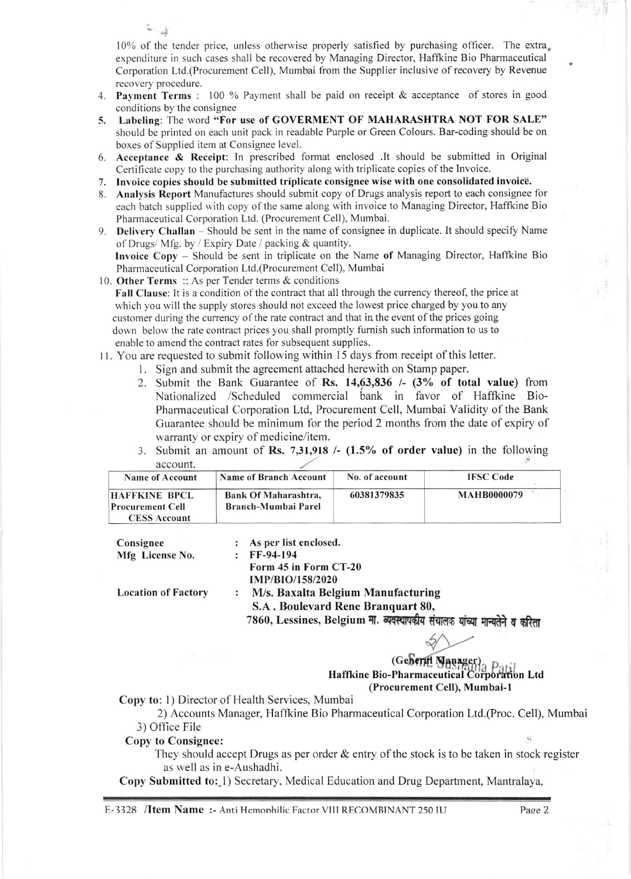10% of the tender price, unless otherwise properly satisfied by purchasing officer. The extra expenditure in such cases shall be recovered by Managing Director, Haffkine Bio Pharmaceutical Corporation Ltd.(Procurement Cell), Mumbai from the Supplier inclusive of recovery by Revenue recovery procedure.

4. **Payment Terms** : 100 % Payment shall be paid on receipt & acceptance of stores in good conditions by the consignee
5. **Labeling**: The word **"For use of GOVERMENT OF MAHARASHTRA NOT FOR SALE"** should be printed on each unit pack in readable Purple or Green Colours. Bar-coding should be on boxes of Supplied item at Consignee level.
6. **Acceptance & Receipt**: In prescribed format enclosed .It should be submitted in Original Certificate copy to the purchasing authority along with triplicate copies of the Invoice.
7. **Invoice copies should be submitted triplicate consignee wise with one consolidated invoice.**
8. **Analysis Report** Manufactures should submit copy of Drugs analysis report to each consignee for each batch supplied with copy of the same along with invoice to Managing Director, Haffkine Bio Pharmaceutical Corporation Ltd. (Procurement Cell), Mumbai.
9. **Delivery Challan** – Should be sent in the name of consignee in duplicate. It should specify Name of Drugs/ Mfg. by / Expiry Date / packing & quantity.
   **Invoice Copy** – Should be sent in triplicate on the Name **of** Managing Director, Haffkine Bio Pharmaceutical Corporation Ltd.(Procurement Cell), Mumbai
10. **Other Terms** :: As per Tender terms & conditions
    **Fall Clause**: It is a condition of the contract that all through the currency thereof, the price at which you will the supply stores should not exceed the lowest price charged by you to any customer during the currency of the rate contract and that in the event of the prices going down below the rate contract prices you shall promptly furnish such information to us to enable to amend the contract rates for subsequent supplies.
11. You are requested to submit following within 15 days from receipt of this letter.
    1. Sign and submit the agreement attached herewith on Stamp paper.
    2. Submit the Bank Guarantee of **Rs. 14,63,836 /- (3% of total value)** from Nationalized /Scheduled commercial bank in favor of Haffkine Bio-Pharmaceutical Corporation Ltd, Procurement Cell, Mumbai Validity of the Bank Guarantee should be minimum for the period 2 months from the date of expiry of warranty or expiry of medicine/item.
    3. Submit an amount of **Rs. 7,31,918 /- (1.5% of order value)** in the following account.

| Name of Account | Name of Branch Account | No. of account | IFSC Code |
|---|---|---|---|
| **HAFFKINE BPCL Procurement Cell CESS Account** | **Bank Of Maharashtra, Branch-Mumbai Parel** | **60381379835** | **MAHB0000079** |

**Consignee** : **As per list enclosed.**

**Mfg License No.** : **FF-94-194**
**Form 45 in Form CT-20**
**IMP/BIO/158/2020**

**Location of Factory** : **M/s. Baxalta Belgium Manufacturing S.A . Boulevard Rene Branquart 80, 7860, Lessines, Belgium मा. व्यवस्थापकीय संचालक यांच्या मान्यतेने व करिता**

**(General Manager)**
**Haffkine Bio-Pharmaceutical Corporation Ltd**
**(Procurement Cell), Mumbai-1**

**Copy to:** 1) Director of Health Services, Mumbai
2) Accounts Manager, Haffkine Bio Pharmaceutical Corporation Ltd.(Proc. Cell), Mumbai
3) Office File

**Copy to Consignee:**
They should accept Drugs as per order & entry of the stock is to be taken in stock register as well as in e-Aushadhi.

**Copy Submitted to:** 1) Secretary, Medical Education and Drug Department, Mantralaya,

E-3328 /**Item Name** :- Anti Hemophilic Factor VIII RECOMBINANT 250 IU